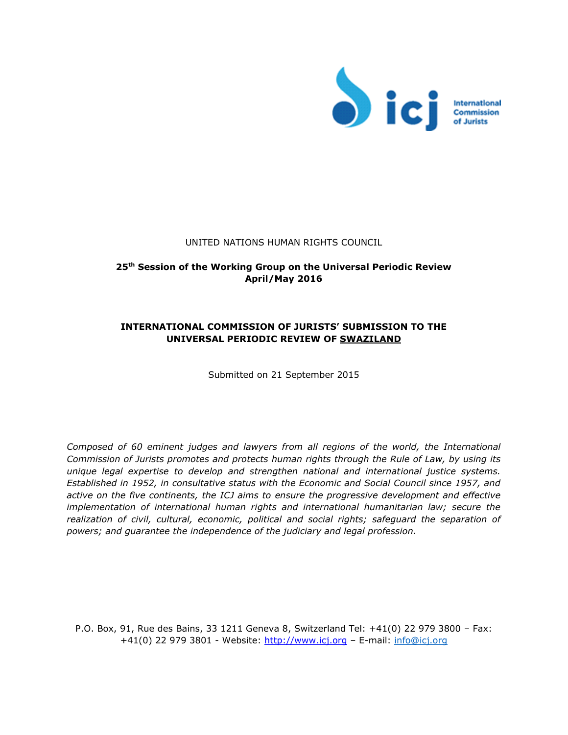icj International Commission of Jurists

UNITED NATIONS HUMAN RIGHTS COUNCIL

**25th Session of the Working Group on the Universal Periodic Review**
**April/May 2016**

**INTERNATIONAL COMMISSION OF JURISTS' SUBMISSION TO THE UNIVERSAL PERIODIC REVIEW OF SWAZILAND**

Submitted on 21 September 2015

*Composed of 60 eminent judges and lawyers from all regions of the world, the International Commission of Jurists promotes and protects human rights through the Rule of Law, by using its unique legal expertise to develop and strengthen national and international justice systems. Established in 1952, in consultative status with the Economic and Social Council since 1957, and active on the five continents, the ICJ aims to ensure the progressive development and effective implementation of international human rights and international humanitarian law; secure the realization of civil, cultural, economic, political and social rights; safeguard the separation of powers; and guarantee the independence of the judiciary and legal profession.*

P.O. Box, 91, Rue des Bains, 33 1211 Geneva 8, Switzerland Tel: +41(0) 22 979 3800 – Fax: +41(0) 22 979 3801 - Website: http://www.icj.org – E-mail: info@icj.org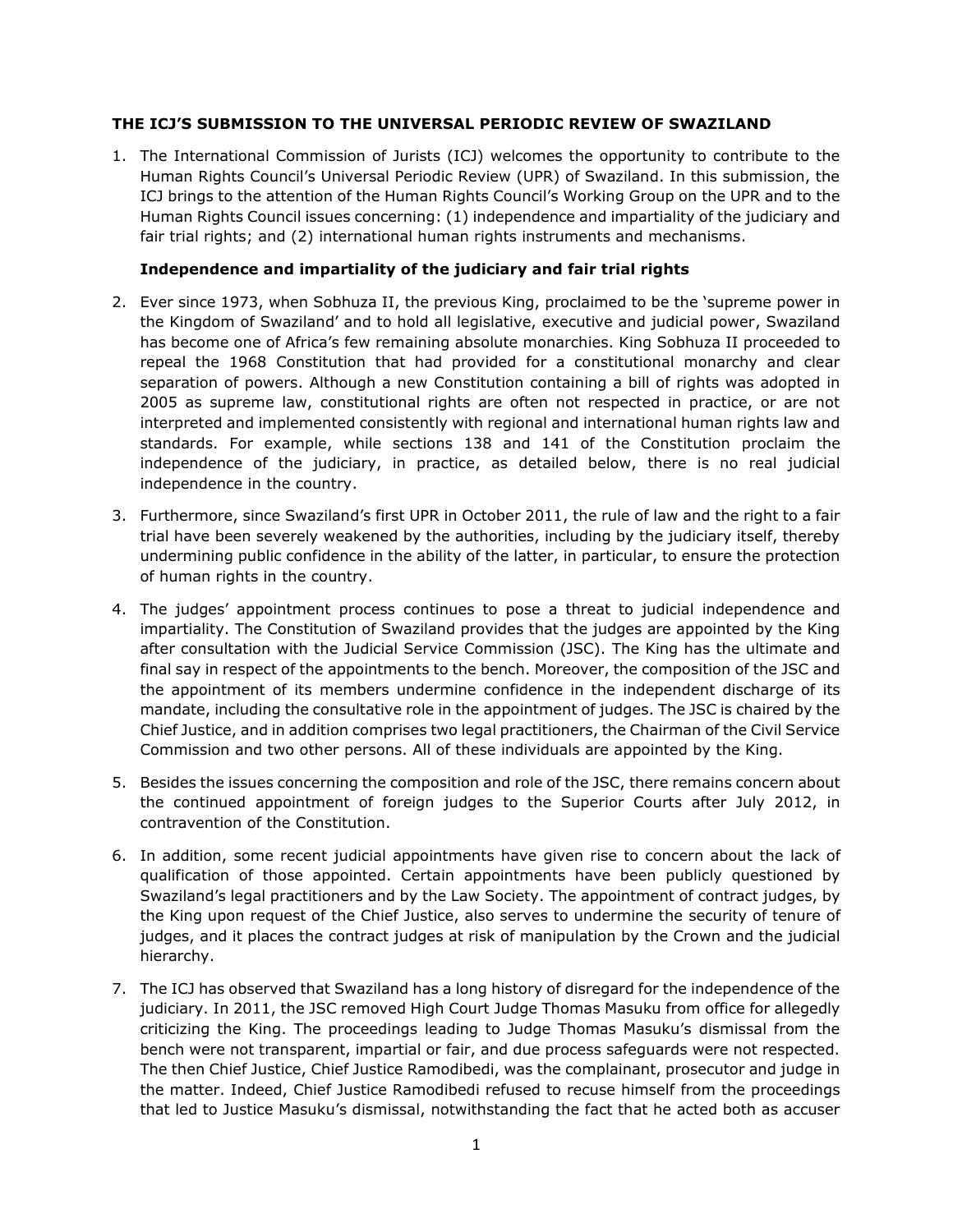**THE ICJ'S SUBMISSION TO THE UNIVERSAL PERIODIC REVIEW OF SWAZILAND**

1. The International Commission of Jurists (ICJ) welcomes the opportunity to contribute to the Human Rights Council's Universal Periodic Review (UPR) of Swaziland. In this submission, the ICJ brings to the attention of the Human Rights Council's Working Group on the UPR and to the Human Rights Council issues concerning: (1) independence and impartiality of the judiciary and fair trial rights; and (2) international human rights instruments and mechanisms.

**Independence and impartiality of the judiciary and fair trial rights**

2. Ever since 1973, when Sobhuza II, the previous King, proclaimed to be the 'supreme power in the Kingdom of Swaziland' and to hold all legislative, executive and judicial power, Swaziland has become one of Africa's few remaining absolute monarchies. King Sobhuza II proceeded to repeal the 1968 Constitution that had provided for a constitutional monarchy and clear separation of powers. Although a new Constitution containing a bill of rights was adopted in 2005 as supreme law, constitutional rights are often not respected in practice, or are not interpreted and implemented consistently with regional and international human rights law and standards. For example, while sections 138 and 141 of the Constitution proclaim the independence of the judiciary, in practice, as detailed below, there is no real judicial independence in the country.

3. Furthermore, since Swaziland's first UPR in October 2011, the rule of law and the right to a fair trial have been severely weakened by the authorities, including by the judiciary itself, thereby undermining public confidence in the ability of the latter, in particular, to ensure the protection of human rights in the country.

4. The judges' appointment process continues to pose a threat to judicial independence and impartiality. The Constitution of Swaziland provides that the judges are appointed by the King after consultation with the Judicial Service Commission (JSC). The King has the ultimate and final say in respect of the appointments to the bench. Moreover, the composition of the JSC and the appointment of its members undermine confidence in the independent discharge of its mandate, including the consultative role in the appointment of judges. The JSC is chaired by the Chief Justice, and in addition comprises two legal practitioners, the Chairman of the Civil Service Commission and two other persons. All of these individuals are appointed by the King.

5. Besides the issues concerning the composition and role of the JSC, there remains concern about the continued appointment of foreign judges to the Superior Courts after July 2012, in contravention of the Constitution.

6. In addition, some recent judicial appointments have given rise to concern about the lack of qualification of those appointed. Certain appointments have been publicly questioned by Swaziland's legal practitioners and by the Law Society. The appointment of contract judges, by the King upon request of the Chief Justice, also serves to undermine the security of tenure of judges, and it places the contract judges at risk of manipulation by the Crown and the judicial hierarchy.

7. The ICJ has observed that Swaziland has a long history of disregard for the independence of the judiciary. In 2011, the JSC removed High Court Judge Thomas Masuku from office for allegedly criticizing the King. The proceedings leading to Judge Thomas Masuku's dismissal from the bench were not transparent, impartial or fair, and due process safeguards were not respected. The then Chief Justice, Chief Justice Ramodibedi, was the complainant, prosecutor and judge in the matter. Indeed, Chief Justice Ramodibedi refused to recuse himself from the proceedings that led to Justice Masuku's dismissal, notwithstanding the fact that he acted both as accuser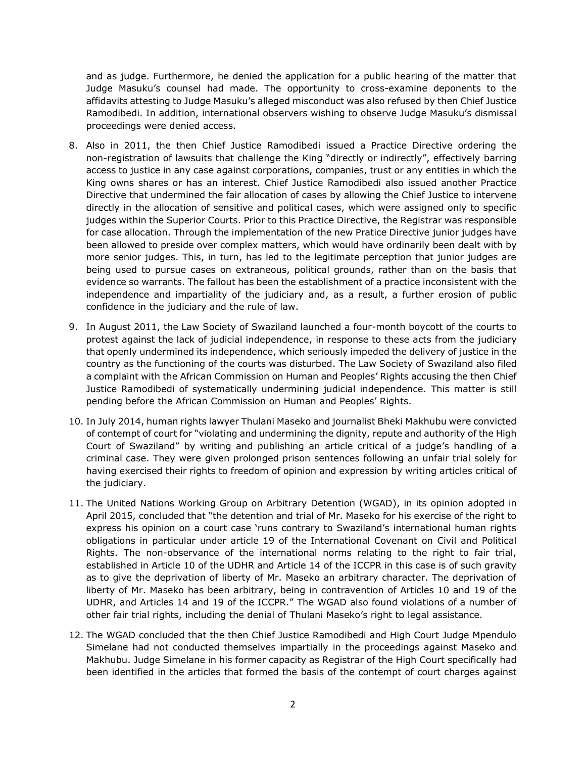and as judge. Furthermore, he denied the application for a public hearing of the matter that Judge Masuku's counsel had made. The opportunity to cross-examine deponents to the affidavits attesting to Judge Masuku's alleged misconduct was also refused by then Chief Justice Ramodibedi. In addition, international observers wishing to observe Judge Masuku's dismissal proceedings were denied access.

8. Also in 2011, the then Chief Justice Ramodibedi issued a Practice Directive ordering the non-registration of lawsuits that challenge the King "directly or indirectly", effectively barring access to justice in any case against corporations, companies, trust or any entities in which the King owns shares or has an interest. Chief Justice Ramodibedi also issued another Practice Directive that undermined the fair allocation of cases by allowing the Chief Justice to intervene directly in the allocation of sensitive and political cases, which were assigned only to specific judges within the Superior Courts. Prior to this Practice Directive, the Registrar was responsible for case allocation. Through the implementation of the new Pratice Directive junior judges have been allowed to preside over complex matters, which would have ordinarily been dealt with by more senior judges. This, in turn, has led to the legitimate perception that junior judges are being used to pursue cases on extraneous, political grounds, rather than on the basis that evidence so warrants. The fallout has been the establishment of a practice inconsistent with the independence and impartiality of the judiciary and, as a result, a further erosion of public confidence in the judiciary and the rule of law.

9. In August 2011, the Law Society of Swaziland launched a four-month boycott of the courts to protest against the lack of judicial independence, in response to these acts from the judiciary that openly undermined its independence, which seriously impeded the delivery of justice in the country as the functioning of the courts was disturbed. The Law Society of Swaziland also filed a complaint with the African Commission on Human and Peoples' Rights accusing the then Chief Justice Ramodibedi of systematically undermining judicial independence. This matter is still pending before the African Commission on Human and Peoples' Rights.

10. In July 2014, human rights lawyer Thulani Maseko and journalist Bheki Makhubu were convicted of contempt of court for "violating and undermining the dignity, repute and authority of the High Court of Swaziland" by writing and publishing an article critical of a judge's handling of a criminal case. They were given prolonged prison sentences following an unfair trial solely for having exercised their rights to freedom of opinion and expression by writing articles critical of the judiciary.

11. The United Nations Working Group on Arbitrary Detention (WGAD), in its opinion adopted in April 2015, concluded that "the detention and trial of Mr. Maseko for his exercise of the right to express his opinion on a court case 'runs contrary to Swaziland's international human rights obligations in particular under article 19 of the International Covenant on Civil and Political Rights. The non-observance of the international norms relating to the right to fair trial, established in Article 10 of the UDHR and Article 14 of the ICCPR in this case is of such gravity as to give the deprivation of liberty of Mr. Maseko an arbitrary character. The deprivation of liberty of Mr. Maseko has been arbitrary, being in contravention of Articles 10 and 19 of the UDHR, and Articles 14 and 19 of the ICCPR." The WGAD also found violations of a number of other fair trial rights, including the denial of Thulani Maseko's right to legal assistance.

12. The WGAD concluded that the then Chief Justice Ramodibedi and High Court Judge Mpendulo Simelane had not conducted themselves impartially in the proceedings against Maseko and Makhubu. Judge Simelane in his former capacity as Registrar of the High Court specifically had been identified in the articles that formed the basis of the contempt of court charges against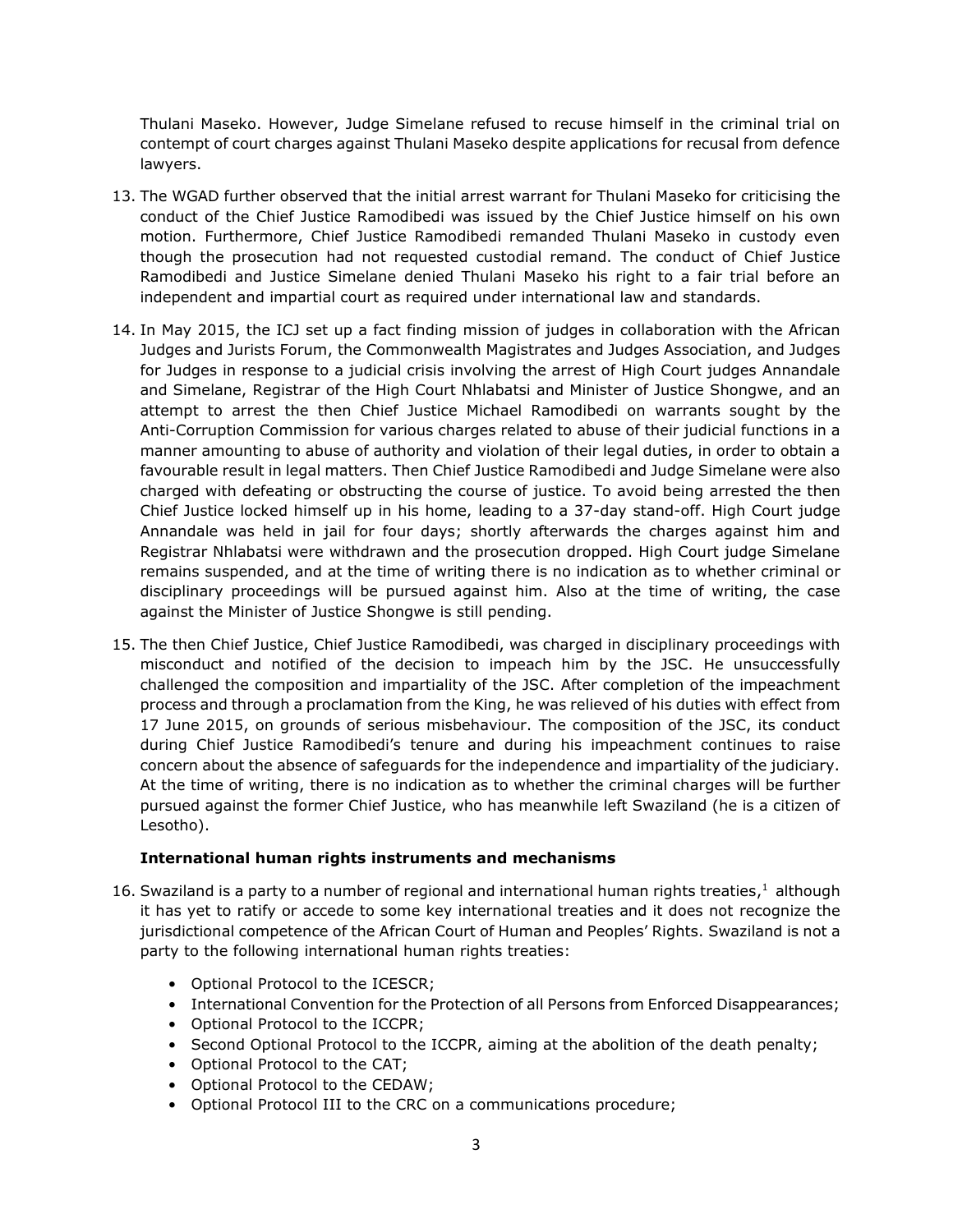Thulani Maseko. However, Judge Simelane refused to recuse himself in the criminal trial on contempt of court charges against Thulani Maseko despite applications for recusal from defence lawyers.

13. The WGAD further observed that the initial arrest warrant for Thulani Maseko for criticising the conduct of the Chief Justice Ramodibedi was issued by the Chief Justice himself on his own motion. Furthermore, Chief Justice Ramodibedi remanded Thulani Maseko in custody even though the prosecution had not requested custodial remand. The conduct of Chief Justice Ramodibedi and Justice Simelane denied Thulani Maseko his right to a fair trial before an independent and impartial court as required under international law and standards.

14. In May 2015, the ICJ set up a fact finding mission of judges in collaboration with the African Judges and Jurists Forum, the Commonwealth Magistrates and Judges Association, and Judges for Judges in response to a judicial crisis involving the arrest of High Court judges Annandale and Simelane, Registrar of the High Court Nhlabatsi and Minister of Justice Shongwe, and an attempt to arrest the then Chief Justice Michael Ramodibedi on warrants sought by the Anti-Corruption Commission for various charges related to abuse of their judicial functions in a manner amounting to abuse of authority and violation of their legal duties, in order to obtain a favourable result in legal matters. Then Chief Justice Ramodibedi and Judge Simelane were also charged with defeating or obstructing the course of justice. To avoid being arrested the then Chief Justice locked himself up in his home, leading to a 37-day stand-off. High Court judge Annandale was held in jail for four days; shortly afterwards the charges against him and Registrar Nhlabatsi were withdrawn and the prosecution dropped. High Court judge Simelane remains suspended, and at the time of writing there is no indication as to whether criminal or disciplinary proceedings will be pursued against him. Also at the time of writing, the case against the Minister of Justice Shongwe is still pending.

15. The then Chief Justice, Chief Justice Ramodibedi, was charged in disciplinary proceedings with misconduct and notified of the decision to impeach him by the JSC. He unsuccessfully challenged the composition and impartiality of the JSC. After completion of the impeachment process and through a proclamation from the King, he was relieved of his duties with effect from 17 June 2015, on grounds of serious misbehaviour. The composition of the JSC, its conduct during Chief Justice Ramodibedi's tenure and during his impeachment continues to raise concern about the absence of safeguards for the independence and impartiality of the judiciary. At the time of writing, there is no indication as to whether the criminal charges will be further pursued against the former Chief Justice, who has meanwhile left Swaziland (he is a citizen of Lesotho).

**International human rights instruments and mechanisms**

16. Swaziland is a party to a number of regional and international human rights treaties,[1] although it has yet to ratify or accede to some key international treaties and it does not recognize the jurisdictional competence of the African Court of Human and Peoples' Rights. Swaziland is not a party to the following international human rights treaties:
    - Optional Protocol to the ICESCR;
    - International Convention for the Protection of all Persons from Enforced Disappearances;
    - Optional Protocol to the ICCPR;
    - Second Optional Protocol to the ICCPR, aiming at the abolition of the death penalty;
    - Optional Protocol to the CAT;
    - Optional Protocol to the CEDAW;
    - Optional Protocol III to the CRC on a communications procedure;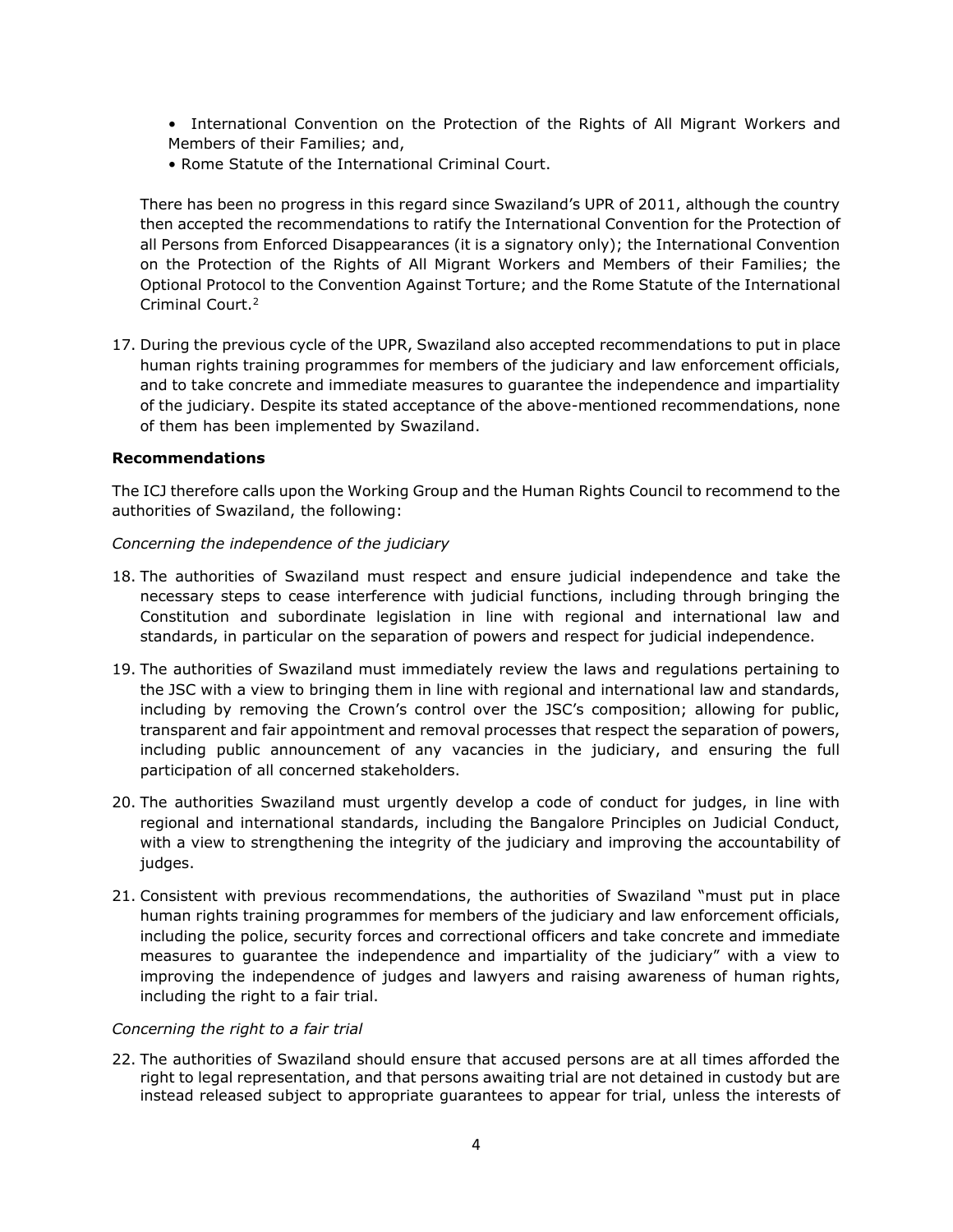- International Convention on the Protection of the Rights of All Migrant Workers and Members of their Families; and,
- Rome Statute of the International Criminal Court.

There has been no progress in this regard since Swaziland's UPR of 2011, although the country then accepted the recommendations to ratify the International Convention for the Protection of all Persons from Enforced Disappearances (it is a signatory only); the International Convention on the Protection of the Rights of All Migrant Workers and Members of their Families; the Optional Protocol to the Convention Against Torture; and the Rome Statute of the International Criminal Court.[2]

17. During the previous cycle of the UPR, Swaziland also accepted recommendations to put in place human rights training programmes for members of the judiciary and law enforcement officials, and to take concrete and immediate measures to guarantee the independence and impartiality of the judiciary. Despite its stated acceptance of the above-mentioned recommendations, none of them has been implemented by Swaziland.

**Recommendations**

The ICJ therefore calls upon the Working Group and the Human Rights Council to recommend to the authorities of Swaziland, the following:

*Concerning the independence of the judiciary*

18. The authorities of Swaziland must respect and ensure judicial independence and take the necessary steps to cease interference with judicial functions, including through bringing the Constitution and subordinate legislation in line with regional and international law and standards, in particular on the separation of powers and respect for judicial independence.

19. The authorities of Swaziland must immediately review the laws and regulations pertaining to the JSC with a view to bringing them in line with regional and international law and standards, including by removing the Crown's control over the JSC's composition; allowing for public, transparent and fair appointment and removal processes that respect the separation of powers, including public announcement of any vacancies in the judiciary, and ensuring the full participation of all concerned stakeholders.

20. The authorities Swaziland must urgently develop a code of conduct for judges, in line with regional and international standards, including the Bangalore Principles on Judicial Conduct, with a view to strengthening the integrity of the judiciary and improving the accountability of judges.

21. Consistent with previous recommendations, the authorities of Swaziland "must put in place human rights training programmes for members of the judiciary and law enforcement officials, including the police, security forces and correctional officers and take concrete and immediate measures to guarantee the independence and impartiality of the judiciary" with a view to improving the independence of judges and lawyers and raising awareness of human rights, including the right to a fair trial.

*Concerning the right to a fair trial*

22. The authorities of Swaziland should ensure that accused persons are at all times afforded the right to legal representation, and that persons awaiting trial are not detained in custody but are instead released subject to appropriate guarantees to appear for trial, unless the interests of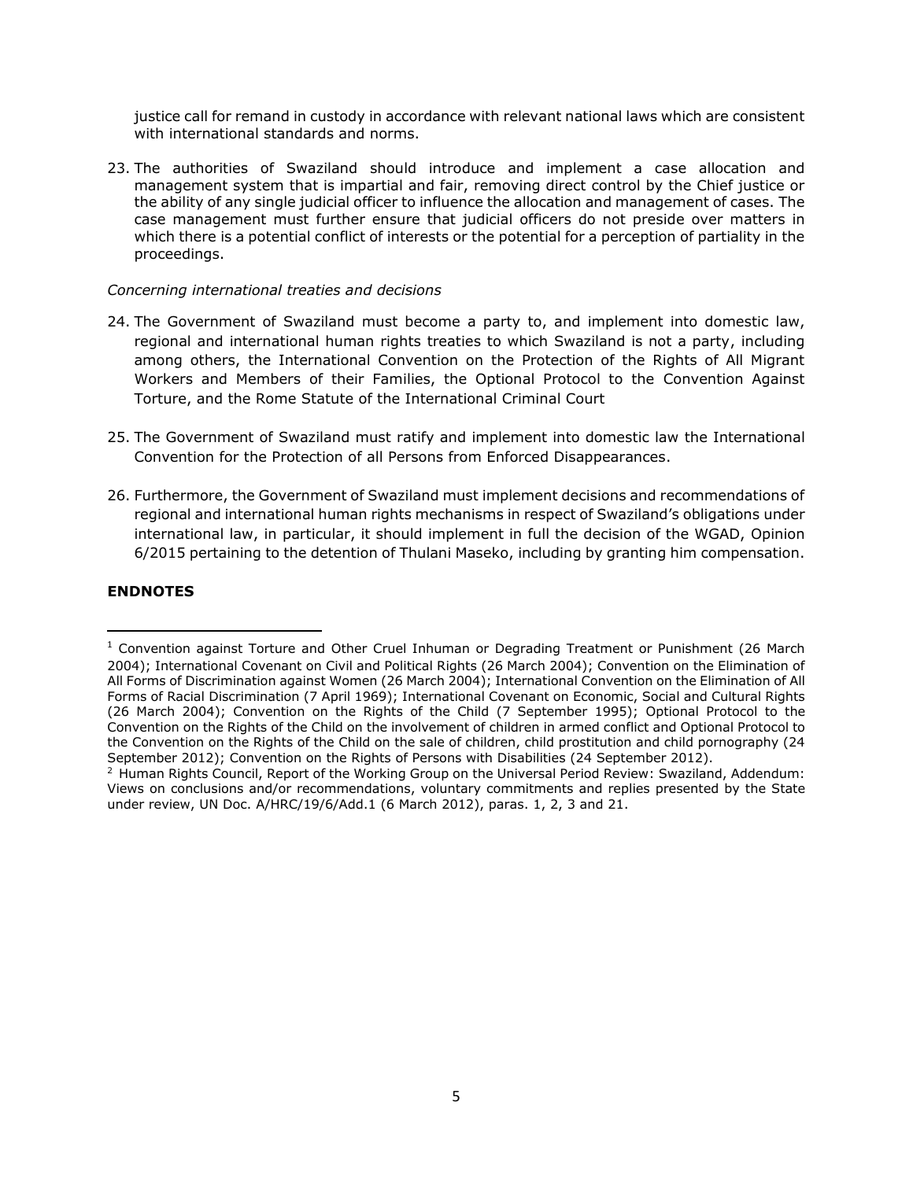justice call for remand in custody in accordance with relevant national laws which are consistent with international standards and norms.

23. The authorities of Swaziland should introduce and implement a case allocation and management system that is impartial and fair, removing direct control by the Chief justice or the ability of any single judicial officer to influence the allocation and management of cases. The case management must further ensure that judicial officers do not preside over matters in which there is a potential conflict of interests or the potential for a perception of partiality in the proceedings.

*Concerning international treaties and decisions*

24. The Government of Swaziland must become a party to, and implement into domestic law, regional and international human rights treaties to which Swaziland is not a party, including among others, the International Convention on the Protection of the Rights of All Migrant Workers and Members of their Families, the Optional Protocol to the Convention Against Torture, and the Rome Statute of the International Criminal Court

25. The Government of Swaziland must ratify and implement into domestic law the International Convention for the Protection of all Persons from Enforced Disappearances.

26. Furthermore, the Government of Swaziland must implement decisions and recommendations of regional and international human rights mechanisms in respect of Swaziland's obligations under international law, in particular, it should implement in full the decision of the WGAD, Opinion 6/2015 pertaining to the detention of Thulani Maseko, including by granting him compensation.

**ENDNOTES**

[1] Convention against Torture and Other Cruel Inhuman or Degrading Treatment or Punishment (26 March 2004); International Covenant on Civil and Political Rights (26 March 2004); Convention on the Elimination of All Forms of Discrimination against Women (26 March 2004); International Convention on the Elimination of All Forms of Racial Discrimination (7 April 1969); International Covenant on Economic, Social and Cultural Rights (26 March 2004); Convention on the Rights of the Child (7 September 1995); Optional Protocol to the Convention on the Rights of the Child on the involvement of children in armed conflict and Optional Protocol to the Convention on the Rights of the Child on the sale of children, child prostitution and child pornography (24 September 2012); Convention on the Rights of Persons with Disabilities (24 September 2012).

[2] Human Rights Council, Report of the Working Group on the Universal Period Review: Swaziland, Addendum: Views on conclusions and/or recommendations, voluntary commitments and replies presented by the State under review, UN Doc. A/HRC/19/6/Add.1 (6 March 2012), paras. 1, 2, 3 and 21.